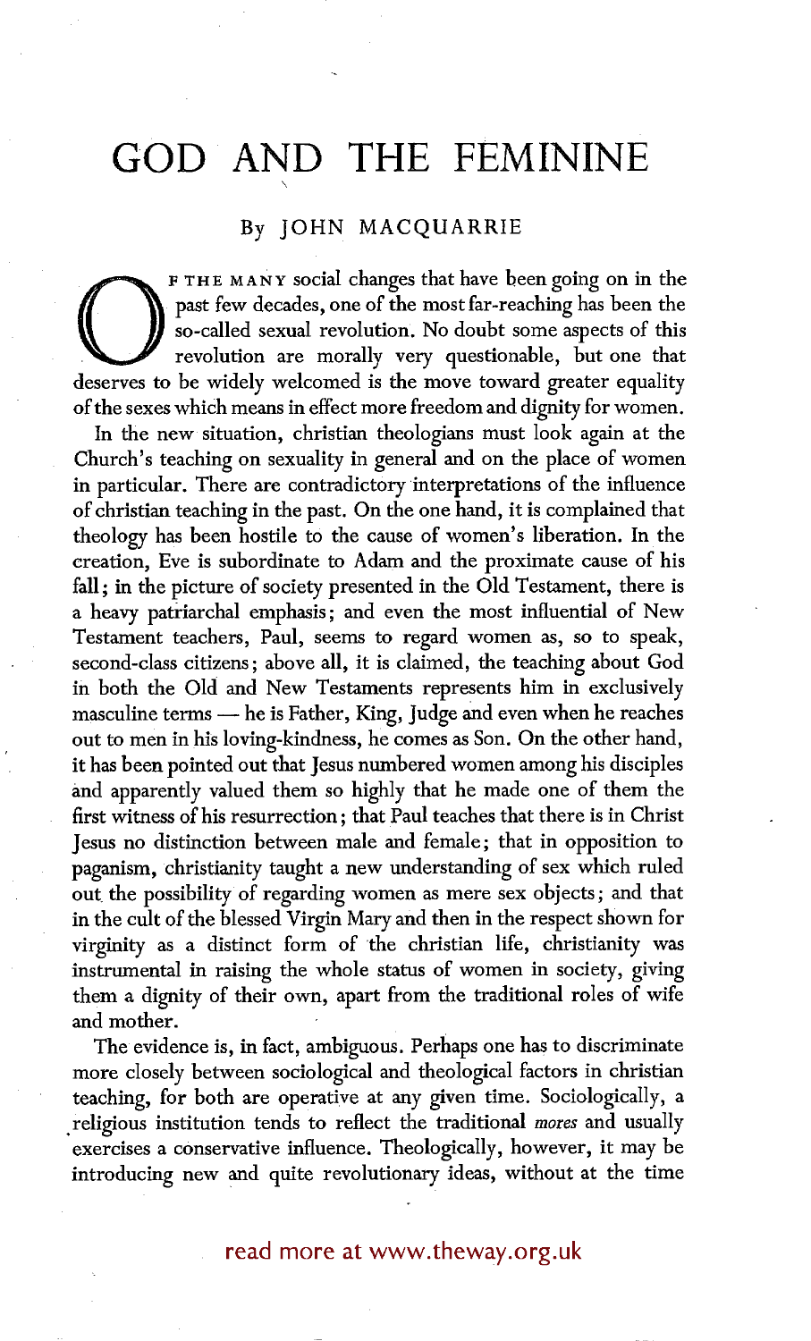# GOD AND THE FEMININE

By JOHN MACQUARRIE

OF THE MANY social changes that have been going on in the past few decades, one of the most far-reaching has been the so-called sexual revolution. No doubt some aspects of this revolution are morally very questionable, but one that deserves to be widely welcomed is the move toward greater equality of the sexes which means in effect more freedom and dignity for women.

In the new situation, christian theologians must look again at the Church's teaching on sexuality in general and on the place of women in particular. There are contradictory interpretations of the influence of christian teaching in the past. On the one hand, it is complained that theology has been hostile to the cause of women's liberation. In the creation, Eve is subordinate to Adam and the proximate cause of his fall; in the picture of society presented in the Old Testament, there is a heavy patriarchal emphasis; and even the most influential of New Testament teachers, Paul, seems to regard women as, so to speak, second-class citizens; above all, it is claimed, the teaching about God in both the Old and New Testaments represents him in exclusively masculine terms — he is Father, King, Judge and even when he reaches out to men in his loving-kindness, he comes as Son. On the other hand, it has been pointed out that Jesus numbered women among his disciples and apparently valued them so highly that he made one of them the first witness of his resurrection; that Paul teaches that there is in Christ Jesus no distinction between male and female; that in opposition to paganism, christianity taught a new understanding of sex which ruled out the possibility of regarding women as mere sex objects; and that in the cult of the blessed Virgin Mary and then in the respect shown for virginity as a distinct form of the christian life, christianity was instrumental in raising the whole status of women in society, giving them a dignity of their own, apart from the traditional roles of wife and mother.

The evidence is, in fact, ambiguous. Perhaps one has to discriminate more closely between sociological and theological factors in christian teaching, for both are operative at any given time. Sociologically, a religious institution tends to reflect the traditional *mores* and usually exercises a conservative influence. Theologically, however, it may be introducing new and quite revolutionary ideas, without at the time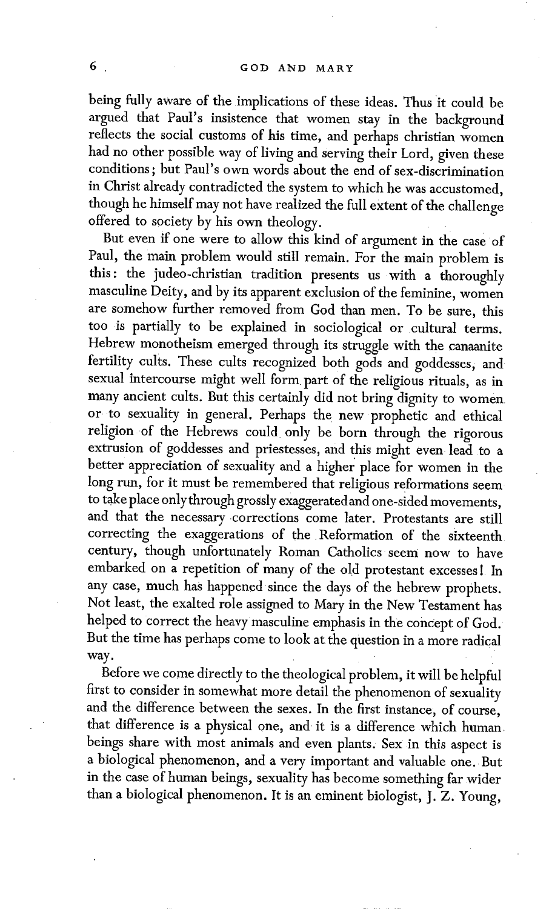being fully aware of the implications of these ideas. Thus it could be argued that Paul's insistence that women stay in the background reflects the social customs of his time, and perhaps christian women had no other possible way of living and serving their Lord, given these conditions; but Paul's own words about the end of sex-discrimination in Christ already contradicted the system to which he was accustomed, though he himself may not have realized the full extent of the challenge offered to society by his own theology.

But even if one were to allow this kind of argument in the case of Paul, the main problem would still remain. For the main problem is this: the judeo-christian tradition presents us with a thoroughly masculine Deity, and by its apparent exclusion of the feminine, women are somehow further removed from God than men. To be sure, this too is partially to be explained in sociological or cultural terms. Hebrew monotheism emerged through its struggle with the canaanite fertility cults. These cults recognized both gods and goddesses, and sexual intercourse might well form part of the religious rituals, as in many ancient cults. But this certainly did not bring dignity to women or to sexuality in general. Perhaps the new prophetic and ethical religion of the Hebrews could only be born through the rigorous extrusion of goddesses and priestesses, and this might even lead to a better appreciation of sexuality and a higher place for women in the long run, for it must be remembered that religious reformations seem to take place only through grossly exaggerated and one-sided movements, and that the necessary corrections come later. Protestants are still correcting the exaggerations of the Reformation of the sixteenth century, though unfortunately Roman Catholics seem now to have embarked on a repetition of many of the old protestant excesses! In any case, much has happened since the days of the hebrew prophets. Not least, the exalted role assigned to Mary in the New Testament has helped to correct the heavy masculine emphasis in the concept of God. But the time has perhaps come to look at the question in a more radical way.

Before we come directly to the theological problem, it will be helpful first to consider in somewhat more detail the phenomenon of sexuality and the difference between the sexes. In the first instance, of course, that difference is a physical one, and it is a difference which human beings share with most animals and even plants. Sex in this aspect is a biological phenomenon, and a very important and valuable one. But in the case of human beings, sexuality has become something far wider than a biological phenomenon. It is an eminent biologist, J. Z. Young,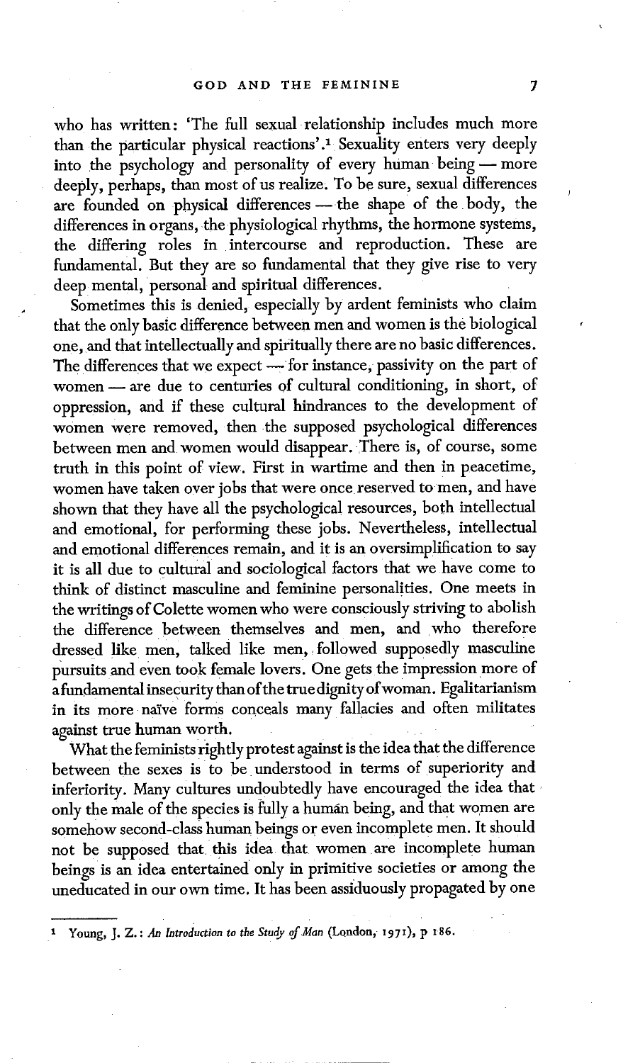who has written: 'The full sexual relationship includes much more than the particular physical reactions'.[1] Sexuality enters very deeply into the psychology and personality of every human being — more deeply, perhaps, than most of us realize. To be sure, sexual differences are founded on physical differences — the shape of the body, the differences in organs, the physiological rhythms, the hormone systems, the differing roles in intercourse and reproduction. These are fundamental. But they are so fundamental that they give rise to very deep mental, personal and spiritual differences.

Sometimes this is denied, especially by ardent feminists who claim that the only basic difference between men and women is the biological one, and that intellectually and spiritually there are no basic differences. The differences that we expect — for instance, passivity on the part of women — are due to centuries of cultural conditioning, in short, of oppression, and if these cultural hindrances to the development of women were removed, then the supposed psychological differences between men and women would disappear. There is, of course, some truth in this point of view. First in wartime and then in peacetime, women have taken over jobs that were once reserved to men, and have shown that they have all the psychological resources, both intellectual and emotional, for performing these jobs. Nevertheless, intellectual and emotional differences remain, and it is an oversimplification to say it is all due to cultural and sociological factors that we have come to think of distinct masculine and feminine personalities. One meets in the writings of Colette women who were consciously striving to abolish the difference between themselves and men, and who therefore dressed like men, talked like men, followed supposedly masculine pursuits and even took female lovers. One gets the impression more of a fundamental insecurity than of the true dignity of woman. Egalitarianism in its more naïve forms conceals many fallacies and often militates against true human worth.

What the feminists rightly protest against is the idea that the difference between the sexes is to be understood in terms of superiority and inferiority. Many cultures undoubtedly have encouraged the idea that only the male of the species is fully a human being, and that women are somehow second-class human beings or even incomplete men. It should not be supposed that this idea that women are incomplete human beings is an idea entertained only in primitive societies or among the uneducated in our own time. It has been assiduously propagated by one

[1] Young, J. Z.: *An Introduction to the Study of Man* (London, 1971), p 186.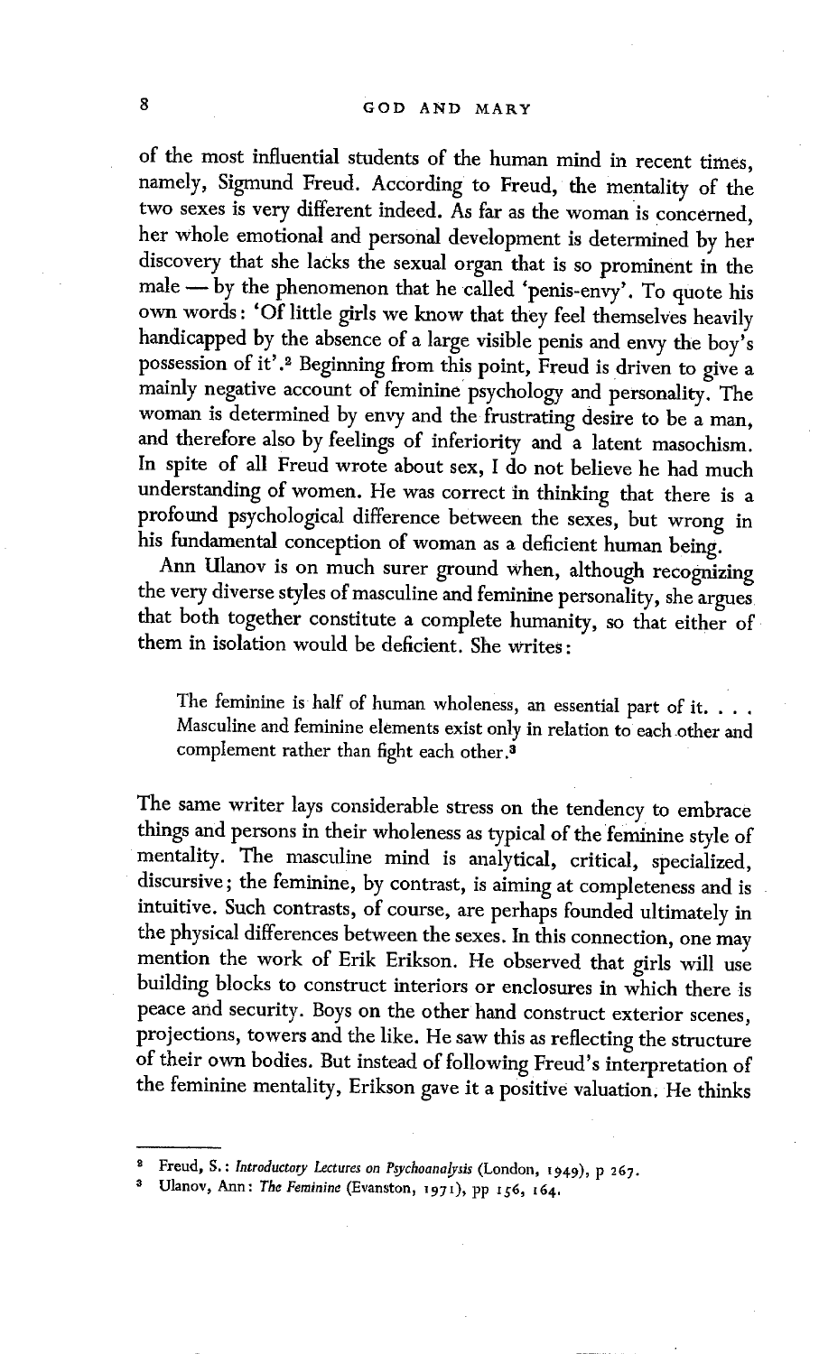of the most influential students of the human mind in recent times, namely, Sigmund Freud. According to Freud, the mentality of the two sexes is very different indeed. As far as the woman is concerned, her whole emotional and personal development is determined by her discovery that she lacks the sexual organ that is so prominent in the male — by the phenomenon that he called 'penis-envy'. To quote his own words: 'Of little girls we know that they feel themselves heavily handicapped by the absence of a large visible penis and envy the boy's possession of it'.[2] Beginning from this point, Freud is driven to give a mainly negative account of feminine psychology and personality. The woman is determined by envy and the frustrating desire to be a man, and therefore also by feelings of inferiority and a latent masochism. In spite of all Freud wrote about sex, I do not believe he had much understanding of women. He was correct in thinking that there is a profound psychological difference between the sexes, but wrong in his fundamental conception of woman as a deficient human being.

Ann Ulanov is on much surer ground when, although recognizing the very diverse styles of masculine and feminine personality, she argues that both together constitute a complete humanity, so that either of them in isolation would be deficient. She writes:

> The feminine is half of human wholeness, an essential part of it. . . . Masculine and feminine elements exist only in relation to each other and complement rather than fight each other.[3]

The same writer lays considerable stress on the tendency to embrace things and persons in their wholeness as typical of the feminine style of mentality. The masculine mind is analytical, critical, specialized, discursive; the feminine, by contrast, is aiming at completeness and is intuitive. Such contrasts, of course, are perhaps founded ultimately in the physical differences between the sexes. In this connection, one may mention the work of Erik Erikson. He observed that girls will use building blocks to construct interiors or enclosures in which there is peace and security. Boys on the other hand construct exterior scenes, projections, towers and the like. He saw this as reflecting the structure of their own bodies. But instead of following Freud's interpretation of the feminine mentality, Erikson gave it a positive valuation. He thinks

---

[2] Freud, S.: *Introductory Lectures on Psychoanalysis* (London, 1949), p 267.

[3] Ulanov, Ann: *The Feminine* (Evanston, 1971), pp 156, 164.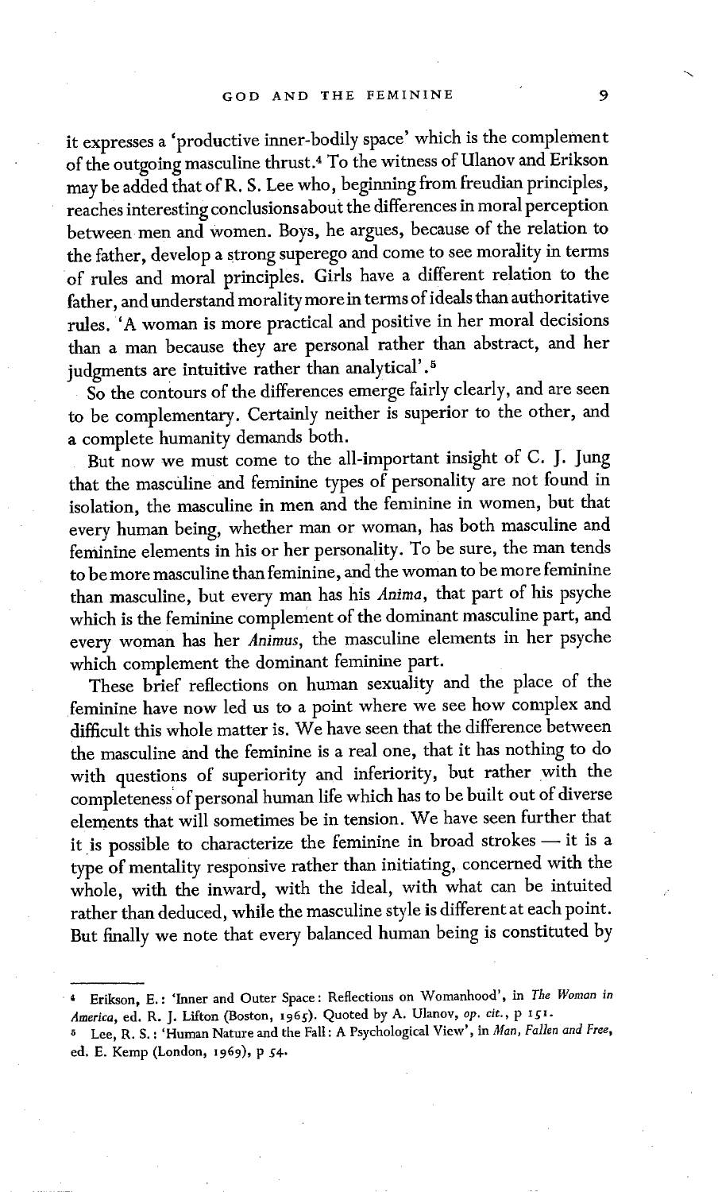it expresses a 'productive inner-bodily space' which is the complement of the outgoing masculine thrust.[4] To the witness of Ulanov and Erikson may be added that of R. S. Lee who, beginning from freudian principles, reaches interesting conclusions about the differences in moral perception between men and women. Boys, he argues, because of the relation to the father, develop a strong superego and come to see morality in terms of rules and moral principles. Girls have a different relation to the father, and understand morality more in terms of ideals than authoritative rules. 'A woman is more practical and positive in her moral decisions than a man because they are personal rather than abstract, and her judgments are intuitive rather than analytical'.[5]

So the contours of the differences emerge fairly clearly, and are seen to be complementary. Certainly neither is superior to the other, and a complete humanity demands both.

But now we must come to the all-important insight of C. J. Jung that the masculine and feminine types of personality are not found in isolation, the masculine in men and the feminine in women, but that every human being, whether man or woman, has both masculine and feminine elements in his or her personality. To be sure, the man tends to be more masculine than feminine, and the woman to be more feminine than masculine, but every man has his *Anima*, that part of his psyche which is the feminine complement of the dominant masculine part, and every woman has her *Animus*, the masculine elements in her psyche which complement the dominant feminine part.

These brief reflections on human sexuality and the place of the feminine have now led us to a point where we see how complex and difficult this whole matter is. We have seen that the difference between the masculine and the feminine is a real one, that it has nothing to do with questions of superiority and inferiority, but rather with the completeness of personal human life which has to be built out of diverse elements that will sometimes be in tension. We have seen further that it is possible to characterize the feminine in broad strokes — it is a type of mentality responsive rather than initiating, concerned with the whole, with the inward, with the ideal, with what can be intuited rather than deduced, while the masculine style is different at each point. But finally we note that every balanced human being is constituted by

---

[4] Erikson, E.: 'Inner and Outer Space: Reflections on Womanhood', in *The Woman in America*, ed. R. J. Lifton (Boston, 1965). Quoted by A. Ulanov, *op. cit.*, p 151.

[5] Lee, R. S.: 'Human Nature and the Fall: A Psychological View', in *Man, Fallen and Free*, ed. E. Kemp (London, 1969), p 54.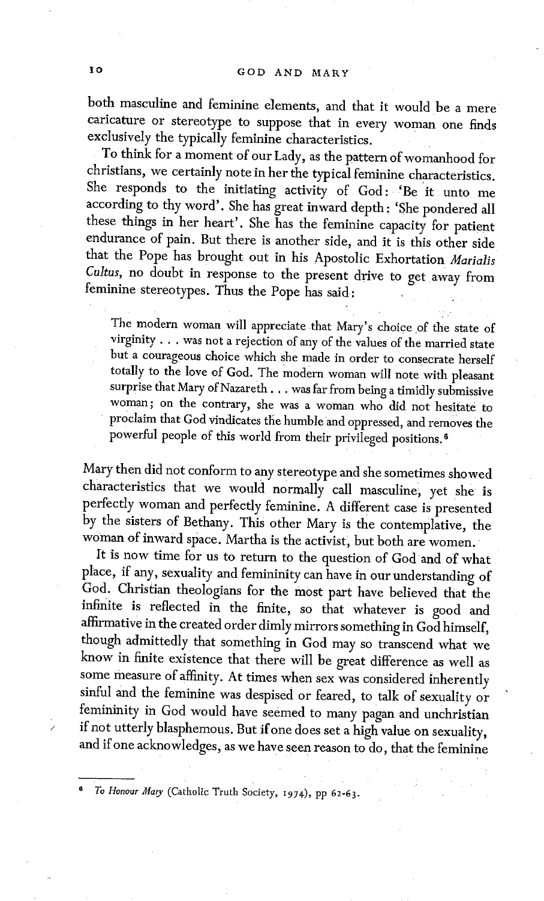both masculine and feminine elements, and that it would be a mere caricature or stereotype to suppose that in every woman one finds exclusively the typically feminine characteristics.

To think for a moment of our Lady, as the pattern of womanhood for christians, we certainly note in her the typical feminine characteristics. She responds to the initiating activity of God: 'Be it unto me according to thy word'. She has great inward depth: 'She pondered all these things in her heart'. She has the feminine capacity for patient endurance of pain. But there is another side, and it is this other side that the Pope has brought out in his Apostolic Exhortation *Marialis Cultus*, no doubt in response to the present drive to get away from feminine stereotypes. Thus the Pope has said:

> The modern woman will appreciate that Mary's choice of the state of virginity . . . was not a rejection of any of the values of the married state but a courageous choice which she made in order to consecrate herself totally to the love of God. The modern woman will note with pleasant surprise that Mary of Nazareth . . . was far from being a timidly submissive woman; on the contrary, she was a woman who did not hesitate to proclaim that God vindicates the humble and oppressed, and removes the powerful people of this world from their privileged positions.[6]

Mary then did not conform to any stereotype and she sometimes showed characteristics that we would normally call masculine, yet she is perfectly woman and perfectly feminine. A different case is presented by the sisters of Bethany. This other Mary is the contemplative, the woman of inward space. Martha is the activist, but both are women.

It is now time for us to return to the question of God and of what place, if any, sexuality and femininity can have in our understanding of God. Christian theologians for the most part have believed that the infinite is reflected in the finite, so that whatever is good and affirmative in the created order dimly mirrors something in God himself, though admittedly that something in God may so transcend what we know in finite existence that there will be great difference as well as some measure of affinity. At times when sex was considered inherently sinful and the feminine was despised or feared, to talk of sexuality or femininity in God would have seemed to many pagan and unchristian if not utterly blasphemous. But if one does set a high value on sexuality, and if one acknowledges, as we have seen reason to do, that the feminine

---

[6] *To Honour Mary* (Catholic Truth Society, 1974), pp 62-63.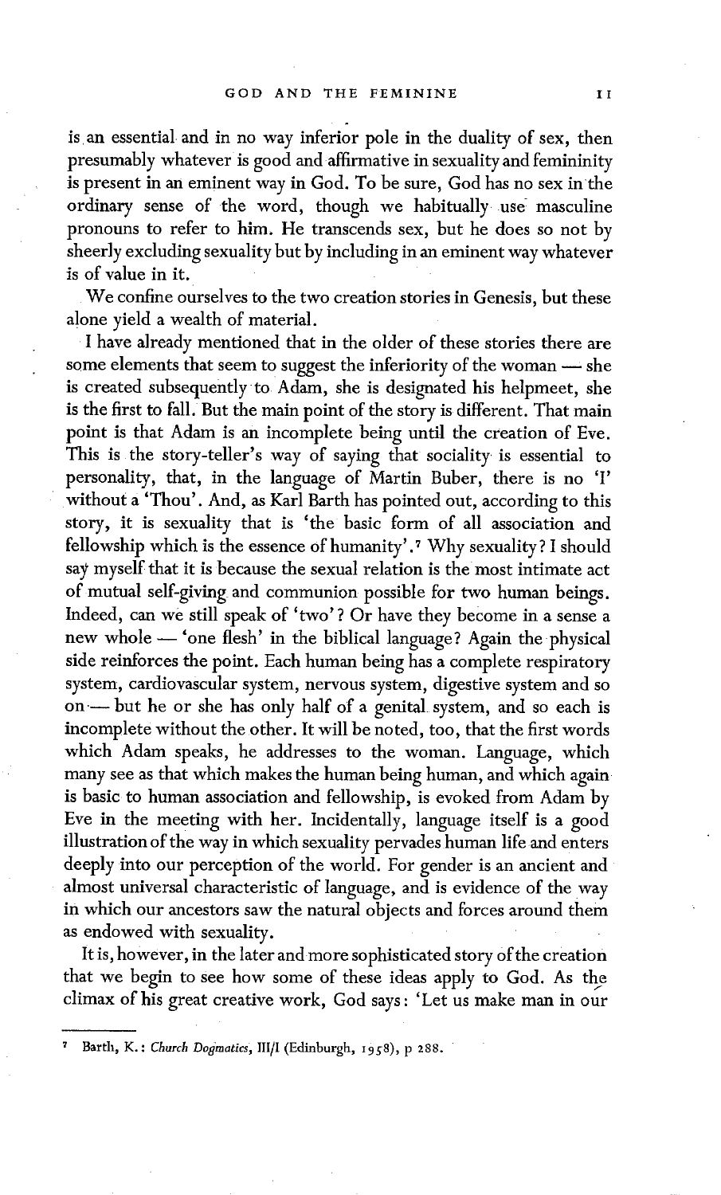is an essential and in no way inferior pole in the duality of sex, then presumably whatever is good and affirmative in sexuality and femininity is present in an eminent way in God. To be sure, God has no sex in the ordinary sense of the word, though we habitually use masculine pronouns to refer to him. He transcends sex, but he does so not by sheerly excluding sexuality but by including in an eminent way whatever is of value in it.

We confine ourselves to the two creation stories in Genesis, but these alone yield a wealth of material.

I have already mentioned that in the older of these stories there are some elements that seem to suggest the inferiority of the woman — she is created subsequently to Adam, she is designated his helpmeet, she is the first to fall. But the main point of the story is different. That main point is that Adam is an incomplete being until the creation of Eve. This is the story-teller's way of saying that sociality is essential to personality, that, in the language of Martin Buber, there is no 'I' without a 'Thou'. And, as Karl Barth has pointed out, according to this story, it is sexuality that is 'the basic form of all association and fellowship which is the essence of humanity'.[7] Why sexuality? I should say myself that it is because the sexual relation is the most intimate act of mutual self-giving and communion possible for two human beings. Indeed, can we still speak of 'two'? Or have they become in a sense a new whole — 'one flesh' in the biblical language? Again the physical side reinforces the point. Each human being has a complete respiratory system, cardiovascular system, nervous system, digestive system and so on — but he or she has only half of a genital system, and so each is incomplete without the other. It will be noted, too, that the first words which Adam speaks, he addresses to the woman. Language, which many see as that which makes the human being human, and which again is basic to human association and fellowship, is evoked from Adam by Eve in the meeting with her. Incidentally, language itself is a good illustration of the way in which sexuality pervades human life and enters deeply into our perception of the world. For gender is an ancient and almost universal characteristic of language, and is evidence of the way in which our ancestors saw the natural objects and forces around them as endowed with sexuality.

It is, however, in the later and more sophisticated story of the creation that we begin to see how some of these ideas apply to God. As the climax of his great creative work, God says: 'Let us make man in our

---

[7] Barth, K.: *Church Dogmatics*, III/I (Edinburgh, 1958), p 288.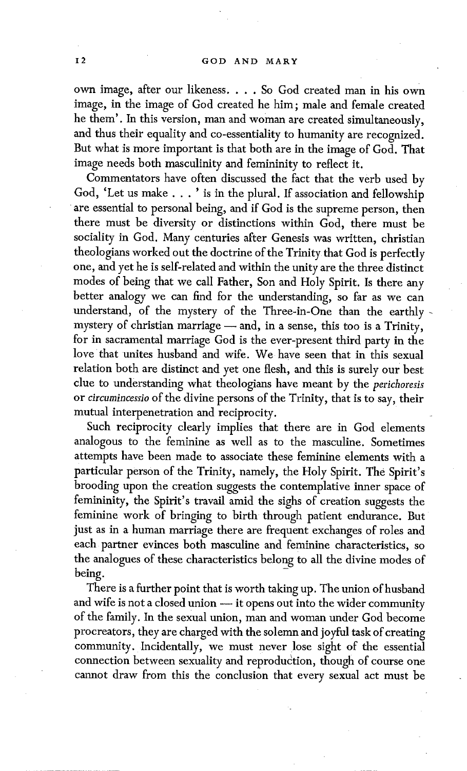own image, after our likeness. . . . So God created man in his own image, in the image of God created he him; male and female created he them'. In this version, man and woman are created simultaneously, and thus their equality and co-essentiality to humanity are recognized. But what is more important is that both are in the image of God. That image needs both masculinity and femininity to reflect it.

Commentators have often discussed the fact that the verb used by God, 'Let us make . . . ' is in the plural. If association and fellowship are essential to personal being, and if God is the supreme person, then there must be diversity or distinctions within God, there must be sociality in God. Many centuries after Genesis was written, christian theologians worked out the doctrine of the Trinity that God is perfectly one, and yet he is self-related and within the unity are the three distinct modes of being that we call Father, Son and Holy Spirit. Is there any better analogy we can find for the understanding, so far as we can understand, of the mystery of the Three-in-One than the earthly mystery of christian marriage — and, in a sense, this too is a Trinity, for in sacramental marriage God is the ever-present third party in the love that unites husband and wife. We have seen that in this sexual relation both are distinct and yet one flesh, and this is surely our best clue to understanding what theologians have meant by the *perichoresis* or *circumincessio* of the divine persons of the Trinity, that is to say, their mutual interpenetration and reciprocity.

Such reciprocity clearly implies that there are in God elements analogous to the feminine as well as to the masculine. Sometimes attempts have been made to associate these feminine elements with a particular person of the Trinity, namely, the Holy Spirit. The Spirit's brooding upon the creation suggests the contemplative inner space of femininity, the Spirit's travail amid the sighs of creation suggests the feminine work of bringing to birth through patient endurance. But just as in a human marriage there are frequent exchanges of roles and each partner evinces both masculine and feminine characteristics, so the analogues of these characteristics belong to all the divine modes of being.

There is a further point that is worth taking up. The union of husband and wife is not a closed union — it opens out into the wider community of the family. In the sexual union, man and woman under God become procreators, they are charged with the solemn and joyful task of creating community. Incidentally, we must never lose sight of the essential connection between sexuality and reproduction, though of course one cannot draw from this the conclusion that every sexual act must be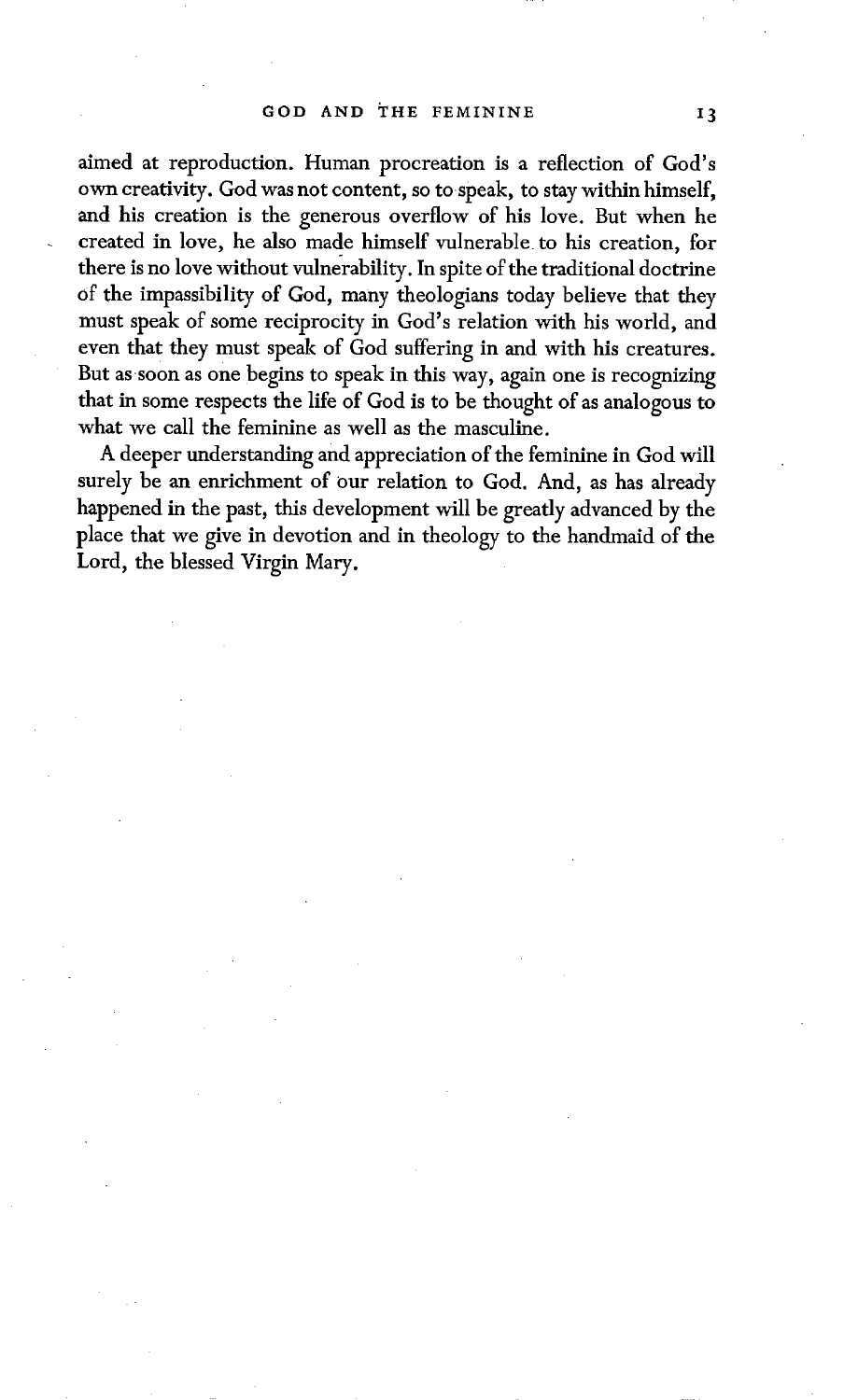aimed at reproduction. Human procreation is a reflection of God's own creativity. God was not content, so to speak, to stay within himself, and his creation is the generous overflow of his love. But when he created in love, he also made himself vulnerable to his creation, for there is no love without vulnerability. In spite of the traditional doctrine of the impassibility of God, many theologians today believe that they must speak of some reciprocity in God's relation with his world, and even that they must speak of God suffering in and with his creatures. But as soon as one begins to speak in this way, again one is recognizing that in some respects the life of God is to be thought of as analogous to what we call the feminine as well as the masculine.

A deeper understanding and appreciation of the feminine in God will surely be an enrichment of our relation to God. And, as has already happened in the past, this development will be greatly advanced by the place that we give in devotion and in theology to the handmaid of the Lord, the blessed Virgin Mary.